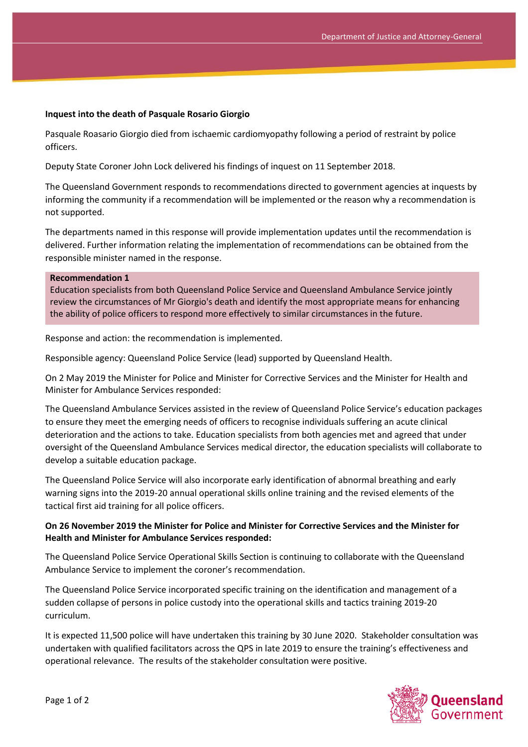**Inquest into the death of Pasquale Rosario Giorgio**

Pasquale Roasario Giorgio died from ischaemic cardiomyopathy following a period of restraint by police officers.

Deputy State Coroner John Lock delivered his findings of inquest on 11 September 2018.

The Queensland Government responds to recommendations directed to government agencies at inquests by informing the community if a recommendation will be implemented or the reason why a recommendation is not supported.

The departments named in this response will provide implementation updates until the recommendation is delivered. Further information relating the implementation of recommendations can be obtained from the responsible minister named in the response.

**Recommendation 1**
Education specialists from both Queensland Police Service and Queensland Ambulance Service jointly review the circumstances of Mr Giorgio's death and identify the most appropriate means for enhancing the ability of police officers to respond more effectively to similar circumstances in the future.

Response and action: the recommendation is implemented.

Responsible agency: Queensland Police Service (lead) supported by Queensland Health.

On 2 May 2019 the Minister for Police and Minister for Corrective Services and the Minister for Health and Minister for Ambulance Services responded:

The Queensland Ambulance Services assisted in the review of Queensland Police Service's education packages to ensure they meet the emerging needs of officers to recognise individuals suffering an acute clinical deterioration and the actions to take. Education specialists from both agencies met and agreed that under oversight of the Queensland Ambulance Services medical director, the education specialists will collaborate to develop a suitable education package.

The Queensland Police Service will also incorporate early identification of abnormal breathing and early warning signs into the 2019-20 annual operational skills online training and the revised elements of the tactical first aid training for all police officers.

**On 26 November 2019 the Minister for Police and Minister for Corrective Services and the Minister for Health and Minister for Ambulance Services responded:**

The Queensland Police Service Operational Skills Section is continuing to collaborate with the Queensland Ambulance Service to implement the coroner's recommendation.

The Queensland Police Service incorporated specific training on the identification and management of a sudden collapse of persons in police custody into the operational skills and tactics training 2019-20 curriculum.

It is expected 11,500 police will have undertaken this training by 30 June 2020. Stakeholder consultation was undertaken with qualified facilitators across the QPS in late 2019 to ensure the training's effectiveness and operational relevance. The results of the stakeholder consultation were positive.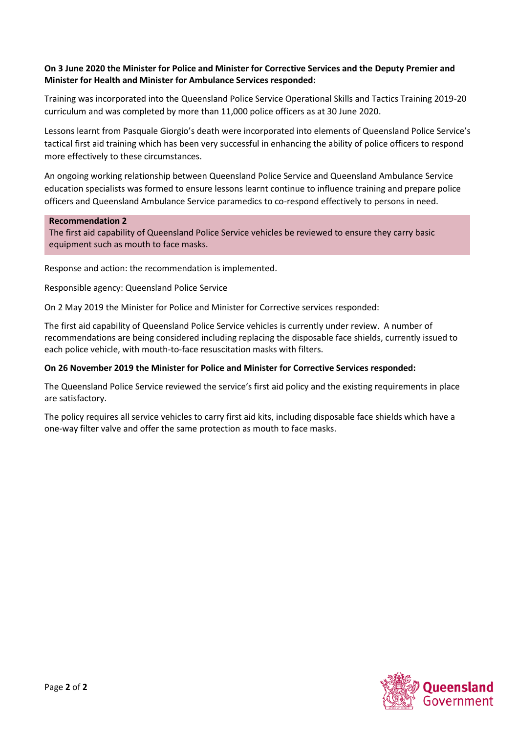**On 3 June 2020 the Minister for Police and Minister for Corrective Services and the Deputy Premier and Minister for Health and Minister for Ambulance Services responded:**

Training was incorporated into the Queensland Police Service Operational Skills and Tactics Training 2019-20 curriculum and was completed by more than 11,000 police officers as at 30 June 2020.

Lessons learnt from Pasquale Giorgio's death were incorporated into elements of Queensland Police Service's tactical first aid training which has been very successful in enhancing the ability of police officers to respond more effectively to these circumstances.

An ongoing working relationship between Queensland Police Service and Queensland Ambulance Service education specialists was formed to ensure lessons learnt continue to influence training and prepare police officers and Queensland Ambulance Service paramedics to co-respond effectively to persons in need.

**Recommendation 2**

The first aid capability of Queensland Police Service vehicles be reviewed to ensure they carry basic equipment such as mouth to face masks.

Response and action: the recommendation is implemented.

Responsible agency: Queensland Police Service

On 2 May 2019 the Minister for Police and Minister for Corrective services responded:

The first aid capability of Queensland Police Service vehicles is currently under review. A number of recommendations are being considered including replacing the disposable face shields, currently issued to each police vehicle, with mouth-to-face resuscitation masks with filters.

**On 26 November 2019 the Minister for Police and Minister for Corrective Services responded:**

The Queensland Police Service reviewed the service's first aid policy and the existing requirements in place are satisfactory.

The policy requires all service vehicles to carry first aid kits, including disposable face shields which have a one-way filter valve and offer the same protection as mouth to face masks.